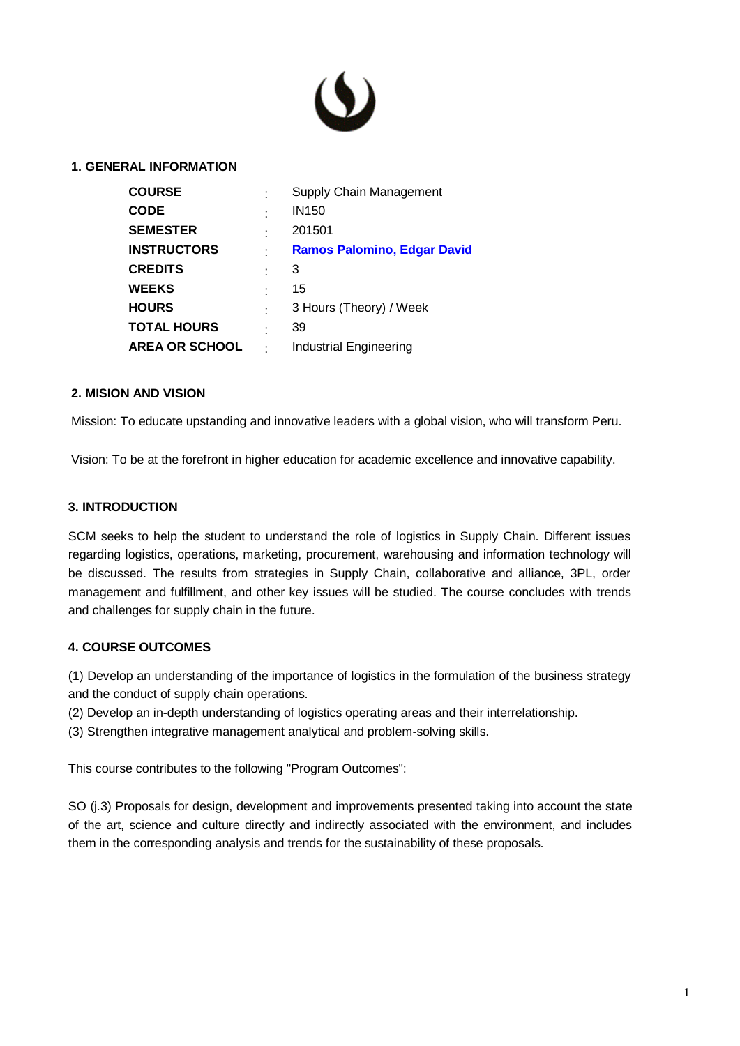## 1. GENERAL INFORMATION

| | | |
|---|---|---|
| **COURSE** | : | Supply Chain Management |
| **CODE** | : | IN150 |
| **SEMESTER** | : | 201501 |
| **INSTRUCTORS** | : | **Ramos Palomino, Edgar David** |
| **CREDITS** | : | 3 |
| **WEEKS** | : | 15 |
| **HOURS** | : | 3 Hours (Theory) / Week |
| **TOTAL HOURS** | : | 39 |
| **AREA OR SCHOOL** | : | Industrial Engineering |

## 2. MISION AND VISION

Mission: To educate upstanding and innovative leaders with a global vision, who will transform Peru.

Vision: To be at the forefront in higher education for academic excellence and innovative capability.

## 3. INTRODUCTION

SCM seeks to help the student to understand the role of logistics in Supply Chain. Different issues regarding logistics, operations, marketing, procurement, warehousing and information technology will be discussed. The results from strategies in Supply Chain, collaborative and alliance, 3PL, order management and fulfillment, and other key issues will be studied. The course concludes with trends and challenges for supply chain in the future.

## 4. COURSE OUTCOMES

(1) Develop an understanding of the importance of logistics in the formulation of the business strategy and the conduct of supply chain operations.
(2) Develop an in-depth understanding of logistics operating areas and their interrelationship.
(3) Strengthen integrative management analytical and problem-solving skills.

This course contributes to the following "Program Outcomes":

SO (j.3) Proposals for design, development and improvements presented taking into account the state of the art, science and culture directly and indirectly associated with the environment, and includes them in the corresponding analysis and trends for the sustainability of these proposals.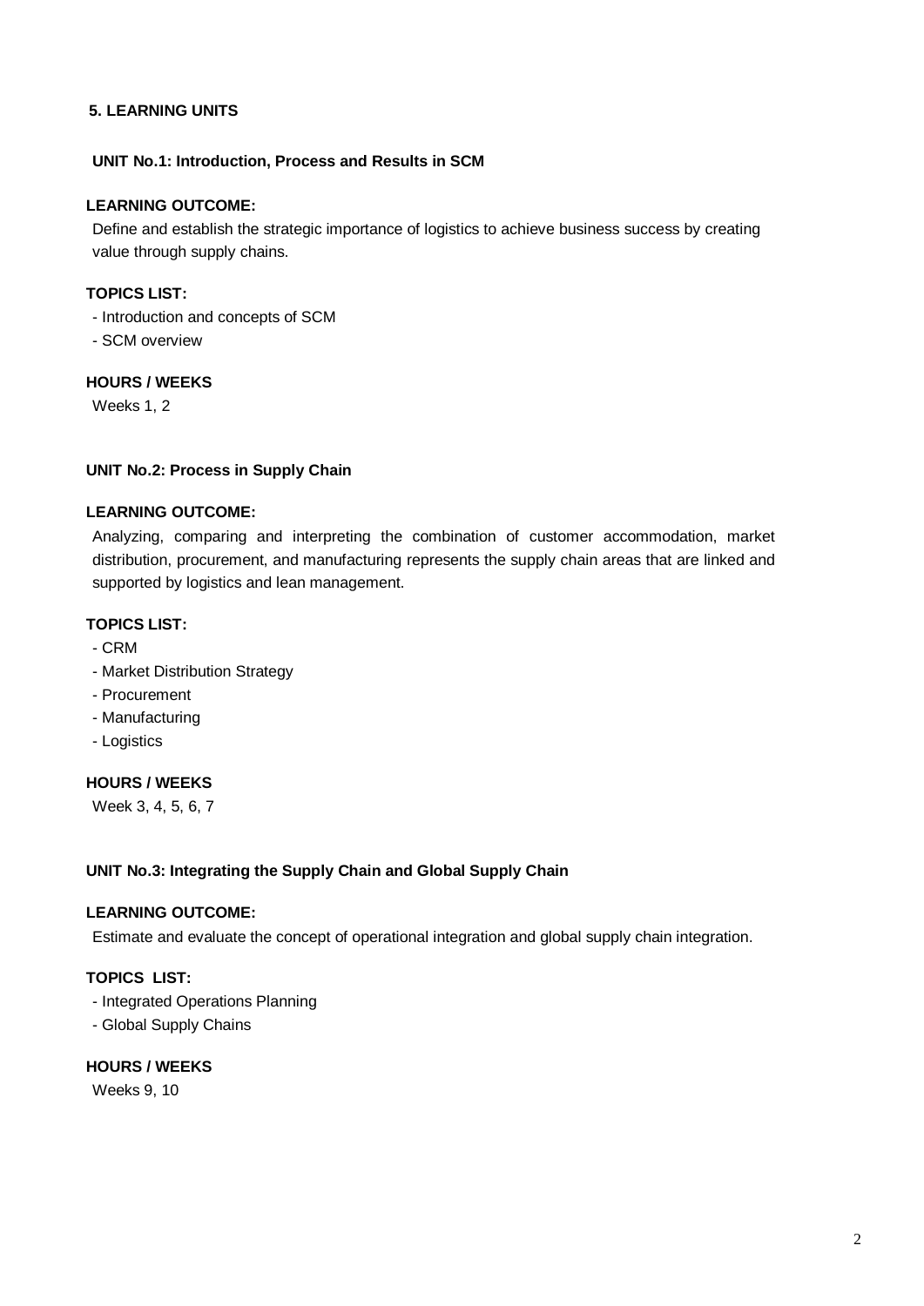## 5. LEARNING UNITS

### UNIT No.1: Introduction, Process and Results in SCM

**LEARNING OUTCOME:**

Define and establish the strategic importance of logistics to achieve business success by creating value through supply chains.

**TOPICS LIST:**

- Introduction and concepts of SCM
- SCM overview

**HOURS / WEEKS**

Weeks 1, 2

### UNIT No.2: Process in Supply Chain

**LEARNING OUTCOME:**

Analyzing, comparing and interpreting the combination of customer accommodation, market distribution, procurement, and manufacturing represents the supply chain areas that are linked and supported by logistics and lean management.

**TOPICS LIST:**

- CRM
- Market Distribution Strategy
- Procurement
- Manufacturing
- Logistics

**HOURS / WEEKS**

Week 3, 4, 5, 6, 7

### UNIT No.3: Integrating the Supply Chain and Global Supply Chain

**LEARNING OUTCOME:**

Estimate and evaluate the concept of operational integration and global supply chain integration.

**TOPICS LIST:**

- Integrated Operations Planning
- Global Supply Chains

**HOURS / WEEKS**

Weeks 9, 10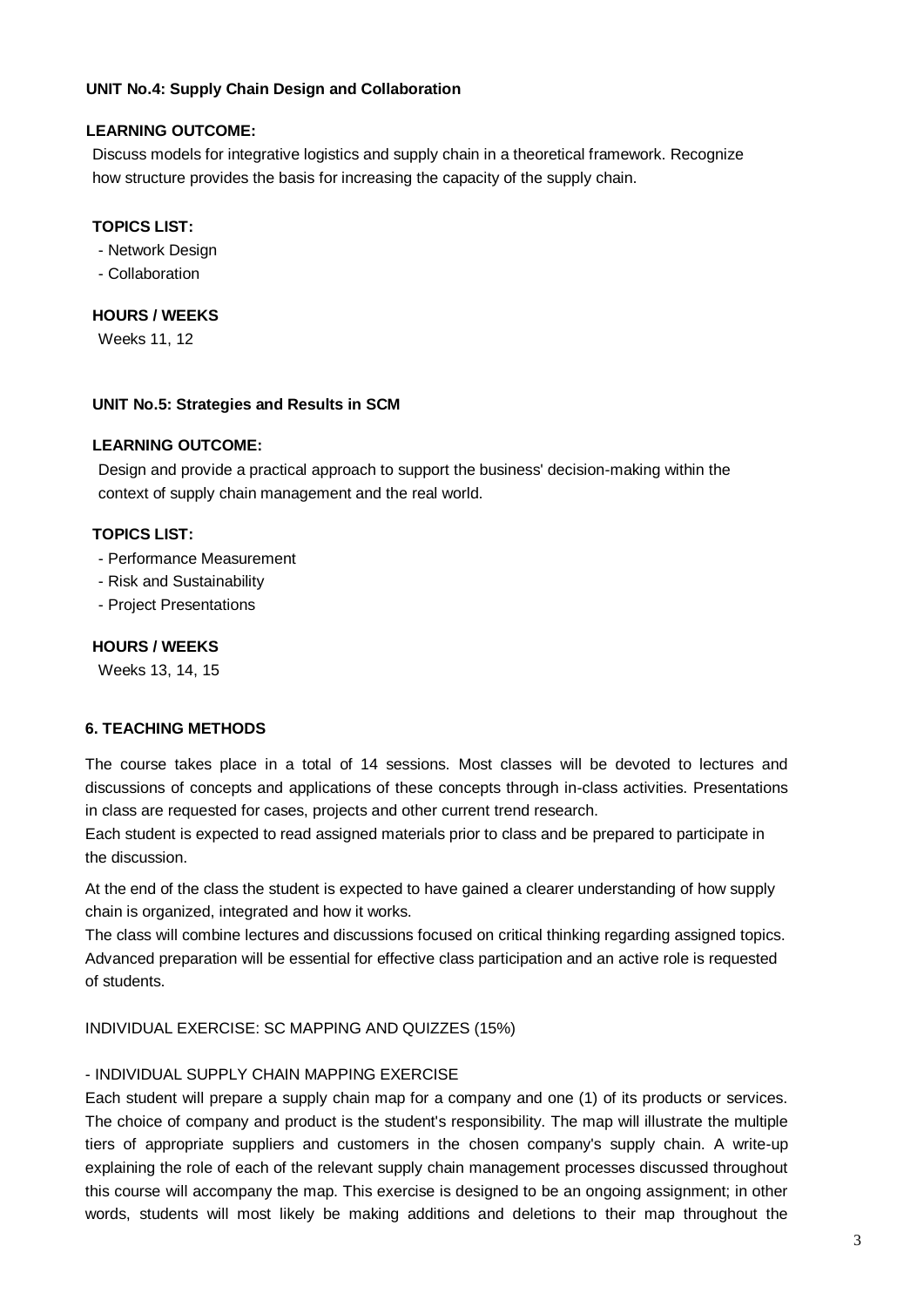**UNIT No.4: Supply Chain Design and Collaboration**

**LEARNING OUTCOME:**

Discuss models for integrative logistics and supply chain in a theoretical framework. Recognize how structure provides the basis for increasing the capacity of the supply chain.

**TOPICS LIST:**

- Network Design
- Collaboration

**HOURS / WEEKS**

Weeks 11, 12

**UNIT No.5: Strategies and Results in SCM**

**LEARNING OUTCOME:**

Design and provide a practical approach to support the business' decision-making within the context of supply chain management and the real world.

**TOPICS LIST:**

- Performance Measurement
- Risk and Sustainability
- Project Presentations

**HOURS / WEEKS**

Weeks 13, 14, 15

## 6. TEACHING METHODS

The course takes place in a total of 14 sessions. Most classes will be devoted to lectures and discussions of concepts and applications of these concepts through in-class activities. Presentations in class are requested for cases, projects and other current trend research.

Each student is expected to read assigned materials prior to class and be prepared to participate in the discussion.

At the end of the class the student is expected to have gained a clearer understanding of how supply chain is organized, integrated and how it works.

The class will combine lectures and discussions focused on critical thinking regarding assigned topics. Advanced preparation will be essential for effective class participation and an active role is requested of students.

INDIVIDUAL EXERCISE: SC MAPPING AND QUIZZES (15%)

- INDIVIDUAL SUPPLY CHAIN MAPPING EXERCISE

Each student will prepare a supply chain map for a company and one (1) of its products or services. The choice of company and product is the student's responsibility. The map will illustrate the multiple tiers of appropriate suppliers and customers in the chosen company's supply chain. A write-up explaining the role of each of the relevant supply chain management processes discussed throughout this course will accompany the map. This exercise is designed to be an ongoing assignment; in other words, students will most likely be making additions and deletions to their map throughout the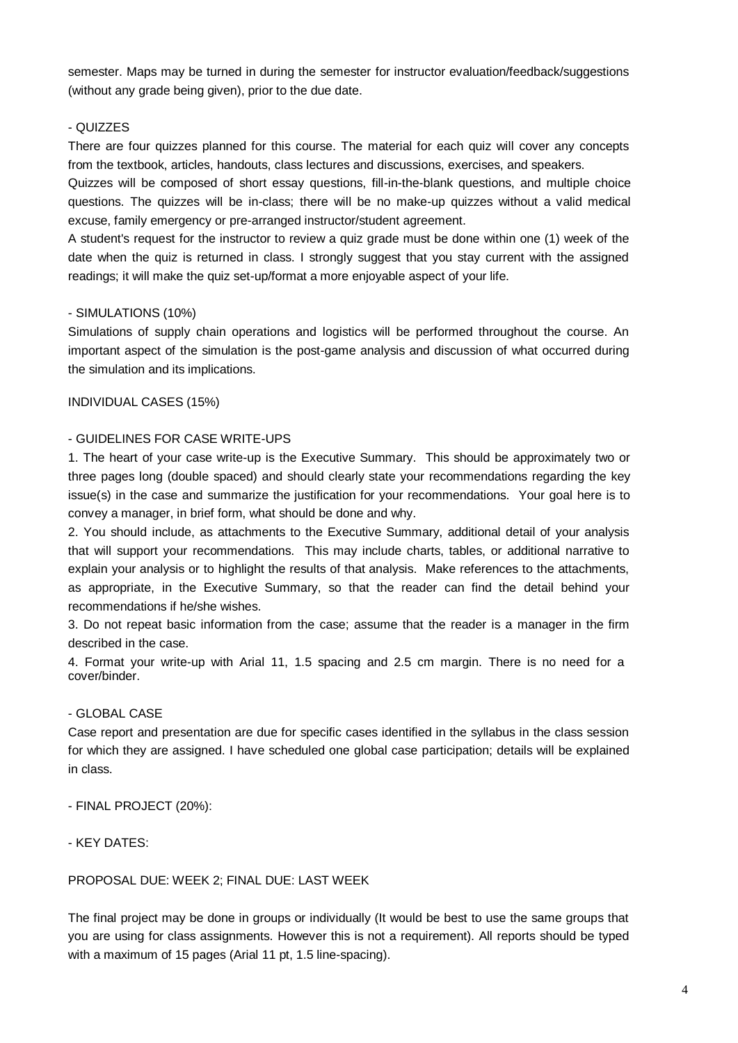semester. Maps may be turned in during the semester for instructor evaluation/feedback/suggestions (without any grade being given), prior to the due date.

- QUIZZES

There are four quizzes planned for this course. The material for each quiz will cover any concepts from the textbook, articles, handouts, class lectures and discussions, exercises, and speakers.

Quizzes will be composed of short essay questions, fill-in-the-blank questions, and multiple choice questions. The quizzes will be in-class; there will be no make-up quizzes without a valid medical excuse, family emergency or pre-arranged instructor/student agreement.

A student's request for the instructor to review a quiz grade must be done within one (1) week of the date when the quiz is returned in class. I strongly suggest that you stay current with the assigned readings; it will make the quiz set-up/format a more enjoyable aspect of your life.

- SIMULATIONS (10%)

Simulations of supply chain operations and logistics will be performed throughout the course. An important aspect of the simulation is the post-game analysis and discussion of what occurred during the simulation and its implications.

INDIVIDUAL CASES (15%)

- GUIDELINES FOR CASE WRITE-UPS

1. The heart of your case write-up is the Executive Summary. This should be approximately two or three pages long (double spaced) and should clearly state your recommendations regarding the key issue(s) in the case and summarize the justification for your recommendations. Your goal here is to convey a manager, in brief form, what should be done and why.
2. You should include, as attachments to the Executive Summary, additional detail of your analysis that will support your recommendations. This may include charts, tables, or additional narrative to explain your analysis or to highlight the results of that analysis. Make references to the attachments, as appropriate, in the Executive Summary, so that the reader can find the detail behind your recommendations if he/she wishes.
3. Do not repeat basic information from the case; assume that the reader is a manager in the firm described in the case.
4. Format your write-up with Arial 11, 1.5 spacing and 2.5 cm margin. There is no need for a cover/binder.

- GLOBAL CASE

Case report and presentation are due for specific cases identified in the syllabus in the class session for which they are assigned. I have scheduled one global case participation; details will be explained in class.

- FINAL PROJECT (20%):

- KEY DATES:

PROPOSAL DUE: WEEK 2; FINAL DUE: LAST WEEK

The final project may be done in groups or individually (It would be best to use the same groups that you are using for class assignments. However this is not a requirement). All reports should be typed with a maximum of 15 pages (Arial 11 pt, 1.5 line-spacing).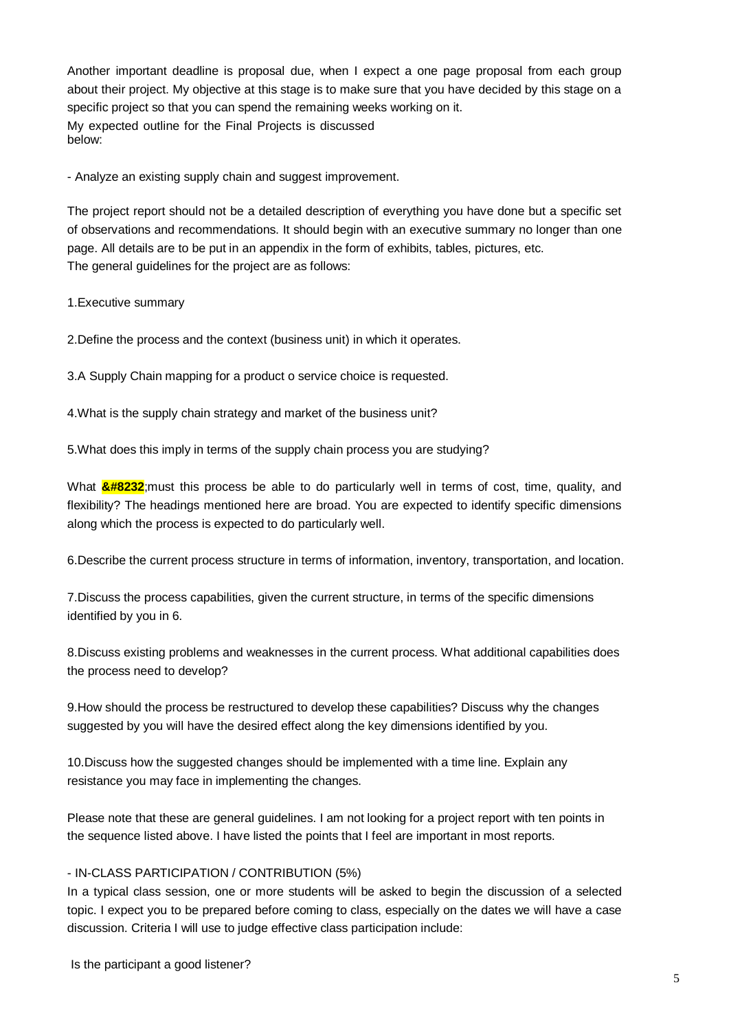Another important deadline is proposal due, when I expect a one page proposal from each group about their project. My objective at this stage is to make sure that you have decided by this stage on a specific project so that you can spend the remaining weeks working on it.
My expected outline for the Final Projects is discussed below:

- Analyze an existing supply chain and suggest improvement.

The project report should not be a detailed description of everything you have done but a specific set of observations and recommendations. It should begin with an executive summary no longer than one page. All details are to be put in an appendix in the form of exhibits, tables, pictures, etc.
The general guidelines for the project are as follows:

1.Executive summary

2.Define the process and the context (business unit) in which it operates.

3.A Supply Chain mapping for a product o service choice is requested.

4.What is the supply chain strategy and market of the business unit?

5.What does this imply in terms of the supply chain process you are studying?

What &#8232;must this process be able to do particularly well in terms of cost, time, quality, and flexibility? The headings mentioned here are broad. You are expected to identify specific dimensions along which the process is expected to do particularly well.

6.Describe the current process structure in terms of information, inventory, transportation, and location.

7.Discuss the process capabilities, given the current structure, in terms of the specific dimensions identified by you in 6.

8.Discuss existing problems and weaknesses in the current process. What additional capabilities does the process need to develop?

9.How should the process be restructured to develop these capabilities? Discuss why the changes suggested by you will have the desired effect along the key dimensions identified by you.

10.Discuss how the suggested changes should be implemented with a time line. Explain any resistance you may face in implementing the changes.

Please note that these are general guidelines. I am not looking for a project report with ten points in the sequence listed above. I have listed the points that I feel are important in most reports.

- IN-CLASS PARTICIPATION / CONTRIBUTION (5%)

In a typical class session, one or more students will be asked to begin the discussion of a selected topic. I expect you to be prepared before coming to class, especially on the dates we will have a case discussion. Criteria I will use to judge effective class participation include:

Is the participant a good listener?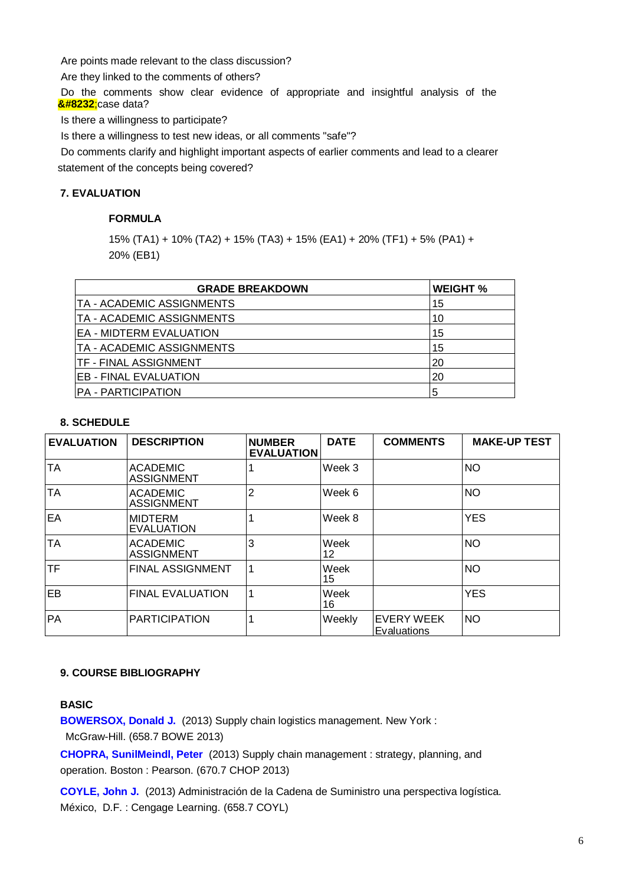Are points made relevant to the class discussion?

Are they linked to the comments of others?

Do the comments show clear evidence of appropriate and insightful analysis of the &#8232;case data?

Is there a willingness to participate?

Is there a willingness to test new ideas, or all comments "safe"?

Do comments clarify and highlight important aspects of earlier comments and lead to a clearer statement of the concepts being covered?

### 7. EVALUATION

#### FORMULA

15% (TA1) + 10% (TA2) + 15% (TA3) + 15% (EA1) + 20% (TF1) + 5% (PA1) + 20% (EB1)

| GRADE BREAKDOWN | WEIGHT % |
|---|---|
| TA - ACADEMIC ASSIGNMENTS | 15 |
| TA - ACADEMIC ASSIGNMENTS | 10 |
| EA - MIDTERM EVALUATION | 15 |
| TA - ACADEMIC ASSIGNMENTS | 15 |
| TF - FINAL ASSIGNMENT | 20 |
| EB - FINAL EVALUATION | 20 |
| PA - PARTICIPATION | 5 |

### 8. SCHEDULE

| EVALUATION | DESCRIPTION | NUMBER EVALUATION | DATE | COMMENTS | MAKE-UP TEST |
|---|---|---|---|---|---|
| TA | ACADEMIC ASSIGNMENT | 1 | Week 3 | | NO |
| TA | ACADEMIC ASSIGNMENT | 2 | Week 6 | | NO |
| EA | MIDTERM EVALUATION | 1 | Week 8 | | YES |
| TA | ACADEMIC ASSIGNMENT | 3 | Week 12 | | NO |
| TF | FINAL ASSIGNMENT | 1 | Week 15 | | NO |
| EB | FINAL EVALUATION | 1 | Week 16 | | YES |
| PA | PARTICIPATION | 1 | Weekly | EVERY WEEK Evaluations | NO |

### 9. COURSE BIBLIOGRAPHY

#### BASIC

**BOWERSOX, Donald J.** (2013) Supply chain logistics management. New York : McGraw-Hill. (658.7 BOWE 2013)

**CHOPRA, SunilMeindl, Peter** (2013) Supply chain management : strategy, planning, and operation. Boston : Pearson. (670.7 CHOP 2013)

**COYLE, John J.** (2013) Administración de la Cadena de Suministro una perspectiva logística. México, D.F. : Cengage Learning. (658.7 COYL)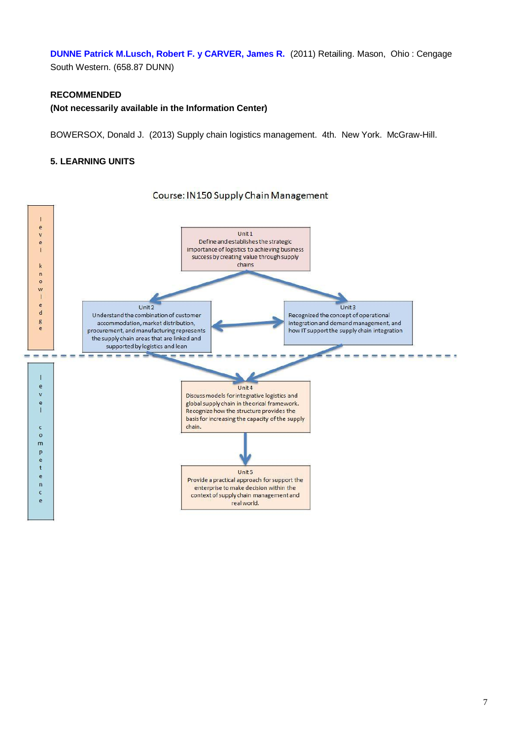**DUNNE Patrick M.Lusch, Robert F. y CARVER, James R.** (2011) Retailing. Mason, Ohio : Cengage South Western. (658.87 DUNN)

**RECOMMENDED**
**(Not necessarily available in the Information Center)**

BOWERSOX, Donald J. (2013) Supply chain logistics management. 4th. New York. McGraw-Hill.

## 5. LEARNING UNITS

Course: IN150 Supply Chain Management

level knowledge

Unit 1
Define and establishes the strategic importance of logistics to achieving business success by creating value through supply chains

Unit 2
Understand the combination of customer accommodation, market distribution, procurement, and manufacturing represents the supply chain areas that are linked and supported by logistics and lean

Unit 3
Recognized the concept of operational integration and demand management, and how IT support the supply chain integration

level competence

Unit 4
Discuss models for integrative logistics and global supply chain in theorical framework. Recognize how the structure provides the basis for increasing the capacity of the supply chain.

Unit 5
Provide a practical approach for support the enterprise to make decision within the context of supply chain management and real world.